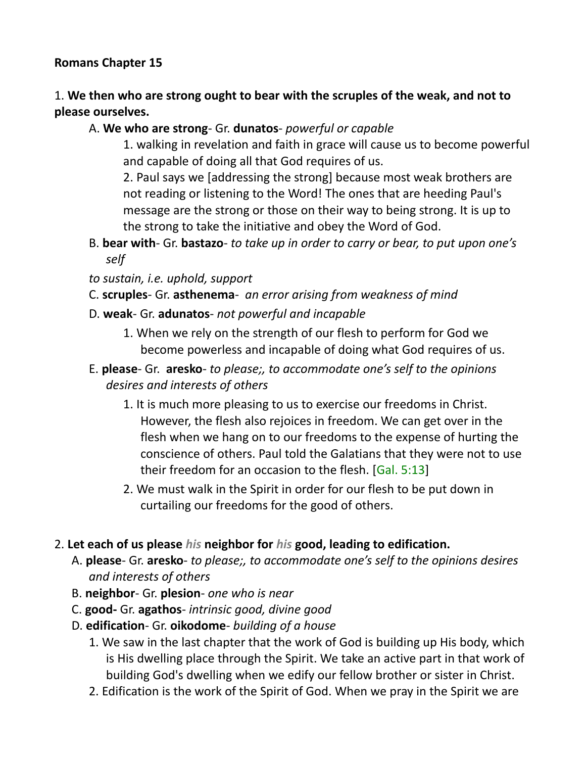**Romans Chapter 15**

1. **We then who are strong ought to bear with the scruples of the weak, and not to please ourselves.**

   A. **We who are strong**- Gr. **dunatos**- *powerful or capable*

      1. walking in revelation and faith in grace will cause us to become powerful and capable of doing all that God requires of us.

      2. Paul says we [addressing the strong] because most weak brothers are not reading or listening to the Word! The ones that are heeding Paul's message are the strong or those on their way to being strong. It is up to the strong to take the initiative and obey the Word of God.

   B. **bear with**- Gr. **bastazo**- *to take up in order to carry or bear, to put upon one's self*

   *to sustain, i.e. uphold, support*

   C. **scruples**- Gr. **asthenema**- *an error arising from weakness of mind*

   D. **weak**- Gr. **adunatos**- *not powerful and incapable*

      1. When we rely on the strength of our flesh to perform for God we become powerless and incapable of doing what God requires of us.

   E. **please**- Gr. **aresko**- *to please;, to accommodate one's self to the opinions desires and interests of others*

      1. It is much more pleasing to us to exercise our freedoms in Christ. However, the flesh also rejoices in freedom. We can get over in the flesh when we hang on to our freedoms to the expense of hurting the conscience of others. Paul told the Galatians that they were not to use their freedom for an occasion to the flesh. [Gal. 5:13]

      2. We must walk in the Spirit in order for our flesh to be put down in curtailing our freedoms for the good of others.

2. **Let each of us please *his* neighbor for *his* good, leading to edification.**

   A. **please**- Gr. **aresko**- *to please;, to accommodate one's self to the opinions desires and interests of others*

   B. **neighbor**- Gr. **plesion**- *one who is near*

   C. **good-** Gr. **agathos**- *intrinsic good, divine good*

   D. **edification**- Gr. **oikodome**- *building of a house*

      1. We saw in the last chapter that the work of God is building up His body, which is His dwelling place through the Spirit. We take an active part in that work of building God's dwelling when we edify our fellow brother or sister in Christ.

      2. Edification is the work of the Spirit of God. When we pray in the Spirit we are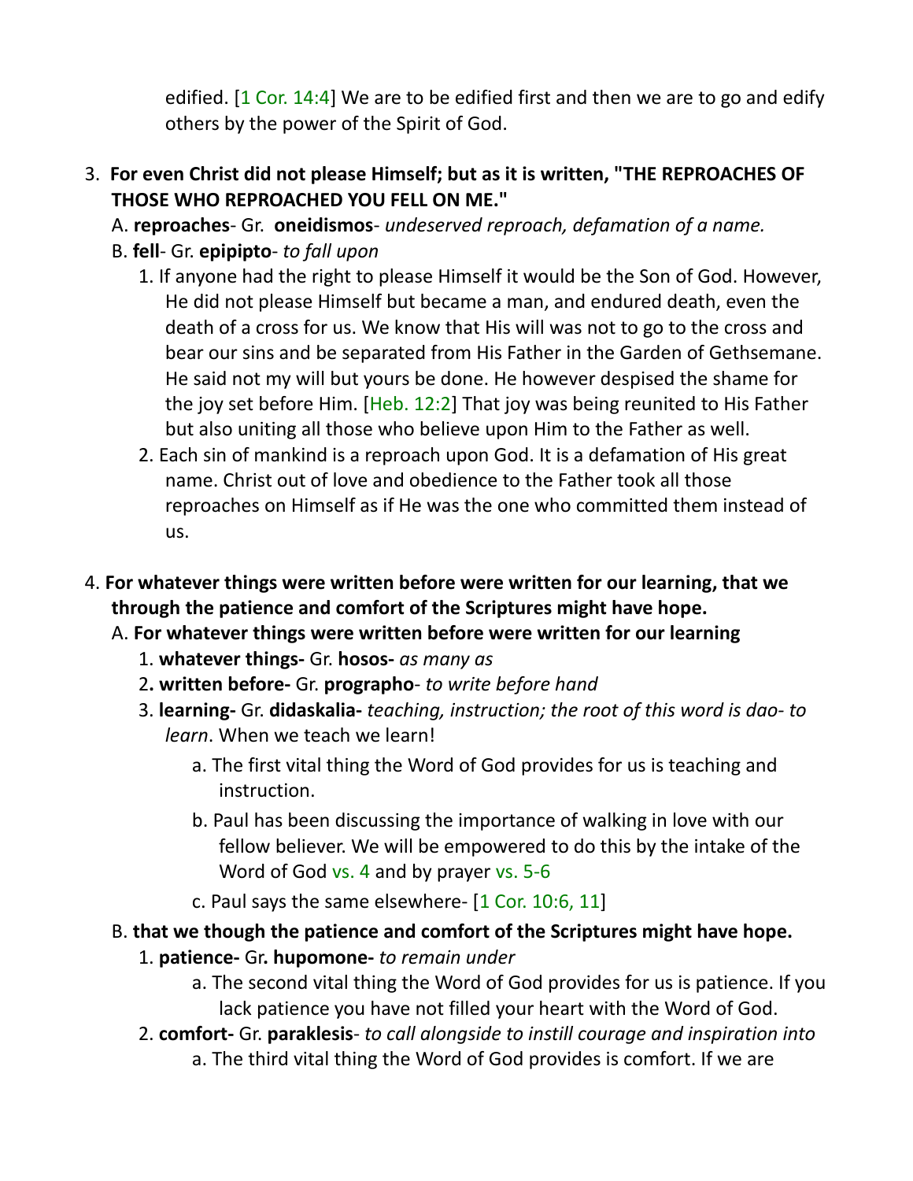edified. [1 Cor. 14:4] We are to be edified first and then we are to go and edify others by the power of the Spirit of God.

3. **For even Christ did not please Himself; but as it is written, "THE REPROACHES OF THOSE WHO REPROACHED YOU FELL ON ME."**
   A. **reproaches**- Gr. **oneidismos**- *undeserved reproach, defamation of a name.*
   B. **fell**- Gr. **epipipto**- *to fall upon*
      1. If anyone had the right to please Himself it would be the Son of God. However, He did not please Himself but became a man, and endured death, even the death of a cross for us. We know that His will was not to go to the cross and bear our sins and be separated from His Father in the Garden of Gethsemane. He said not my will but yours be done. He however despised the shame for the joy set before Him. [Heb. 12:2] That joy was being reunited to His Father but also uniting all those who believe upon Him to the Father as well.
      2. Each sin of mankind is a reproach upon God. It is a defamation of His great name. Christ out of love and obedience to the Father took all those reproaches on Himself as if He was the one who committed them instead of us.

4. **For whatever things were written before were written for our learning, that we through the patience and comfort of the Scriptures might have hope.**
   A. **For whatever things were written before were written for our learning**
      1. **whatever things-** Gr. **hosos-** *as many as*
      2. **written before-** Gr. **prographo**- *to write before hand*
      3. **learning-** Gr. **didaskalia-** *teaching, instruction; the root of this word is dao- to learn*. When we teach we learn!
         a. The first vital thing the Word of God provides for us is teaching and instruction.
         b. Paul has been discussing the importance of walking in love with our fellow believer. We will be empowered to do this by the intake of the Word of God vs. 4 and by prayer vs. 5-6
         c. Paul says the same elsewhere- [1 Cor. 10:6, 11]
   B. **that we though the patience and comfort of the Scriptures might have hope.**
      1. **patience-** Gr**. hupomone-** *to remain under*
         a. The second vital thing the Word of God provides for us is patience. If you lack patience you have not filled your heart with the Word of God.
      2. **comfort-** Gr. **paraklesis**- *to call alongside to instill courage and inspiration into*
         a. The third vital thing the Word of God provides is comfort. If we are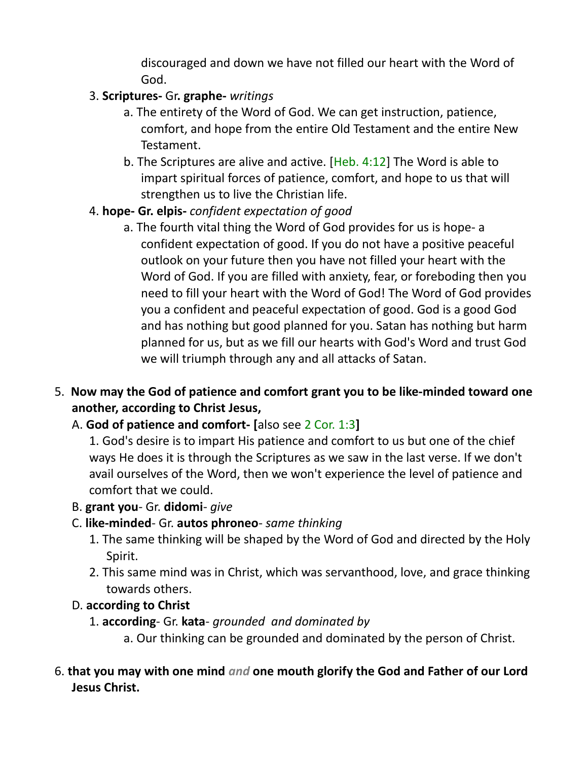discouraged and down we have not filled our heart with the Word of God.

3. **Scriptures-** Gr**. graphe-** *writings*
   a. The entirety of the Word of God. We can get instruction, patience, comfort, and hope from the entire Old Testament and the entire New Testament.
   b. The Scriptures are alive and active. [Heb. 4:12] The Word is able to impart spiritual forces of patience, comfort, and hope to us that will strengthen us to live the Christian life.

4. **hope- Gr. elpis-** *confident expectation of good*
   a. The fourth vital thing the Word of God provides for us is hope- a confident expectation of good. If you do not have a positive peaceful outlook on your future then you have not filled your heart with the Word of God. If you are filled with anxiety, fear, or foreboding then you need to fill your heart with the Word of God! The Word of God provides you a confident and peaceful expectation of good. God is a good God and has nothing but good planned for you. Satan has nothing but harm planned for us, but as we fill our hearts with God's Word and trust God we will triumph through any and all attacks of Satan.

5. **Now may the God of patience and comfort grant you to be like-minded toward one another, according to Christ Jesus,**

   A. **God of patience and comfort- [**also see 2 Cor. 1:3**]**
      1. God's desire is to impart His patience and comfort to us but one of the chief ways He does it is through the Scriptures as we saw in the last verse. If we don't avail ourselves of the Word, then we won't experience the level of patience and comfort that we could.

   B. **grant you**- Gr. **didomi**- *give*

   C. **like-minded**- Gr. **autos phroneo**- *same thinking*
      1. The same thinking will be shaped by the Word of God and directed by the Holy Spirit.
      2. This same mind was in Christ, which was servanthood, love, and grace thinking towards others.

   D. **according to Christ**
      1. **according**- Gr. **kata**- *grounded and dominated by*
         a. Our thinking can be grounded and dominated by the person of Christ.

6. **that you may with one mind** *and* **one mouth glorify the God and Father of our Lord Jesus Christ.**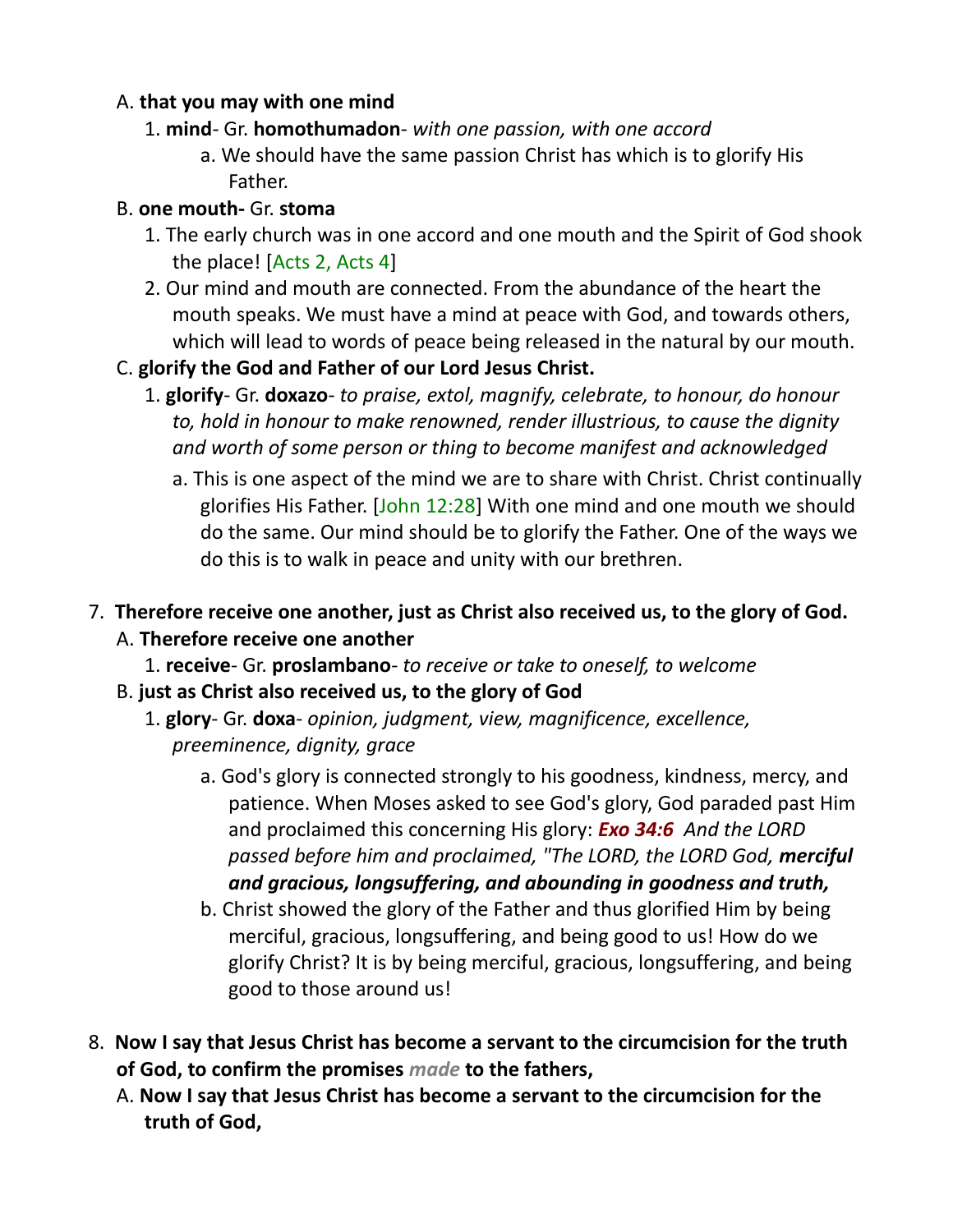A. **that you may with one mind**

1. **mind**- Gr. **homothumadon**- *with one passion, with one accord*

   a. We should have the same passion Christ has which is to glorify His Father.

B. **one mouth-** Gr. **stoma**

1. The early church was in one accord and one mouth and the Spirit of God shook the place! [Acts 2, Acts 4]
2. Our mind and mouth are connected. From the abundance of the heart the mouth speaks. We must have a mind at peace with God, and towards others, which will lead to words of peace being released in the natural by our mouth.

C. **glorify the God and Father of our Lord Jesus Christ.**

1. **glorify**- Gr. **doxazo**- *to praise, extol, magnify, celebrate, to honour, do honour to, hold in honour to make renowned, render illustrious, to cause the dignity and worth of some person or thing to become manifest and acknowledged*

   a. This is one aspect of the mind we are to share with Christ. Christ continually glorifies His Father. [John 12:28] With one mind and one mouth we should do the same. Our mind should be to glorify the Father. One of the ways we do this is to walk in peace and unity with our brethren.

7. **Therefore receive one another, just as Christ also received us, to the glory of God.**

A. **Therefore receive one another**

1. **receive**- Gr. **proslambano**- *to receive or take to oneself, to welcome*

B. **just as Christ also received us, to the glory of God**

1. **glory**- Gr. **doxa**- *opinion, judgment, view, magnificence, excellence, preeminence, dignity, grace*

   a. God's glory is connected strongly to his goodness, kindness, mercy, and patience. When Moses asked to see God's glory, God paraded past Him and proclaimed this concerning His glory: ***Exo 34:6*** *And the LORD passed before him and proclaimed, "The LORD, the LORD God,* ***merciful and gracious, longsuffering, and abounding in goodness and truth,***

   b. Christ showed the glory of the Father and thus glorified Him by being merciful, gracious, longsuffering, and being good to us! How do we glorify Christ? It is by being merciful, gracious, longsuffering, and being good to those around us!

8. **Now I say that Jesus Christ has become a servant to the circumcision for the truth of God, to confirm the promises** *made* **to the fathers,**

A. **Now I say that Jesus Christ has become a servant to the circumcision for the truth of God,**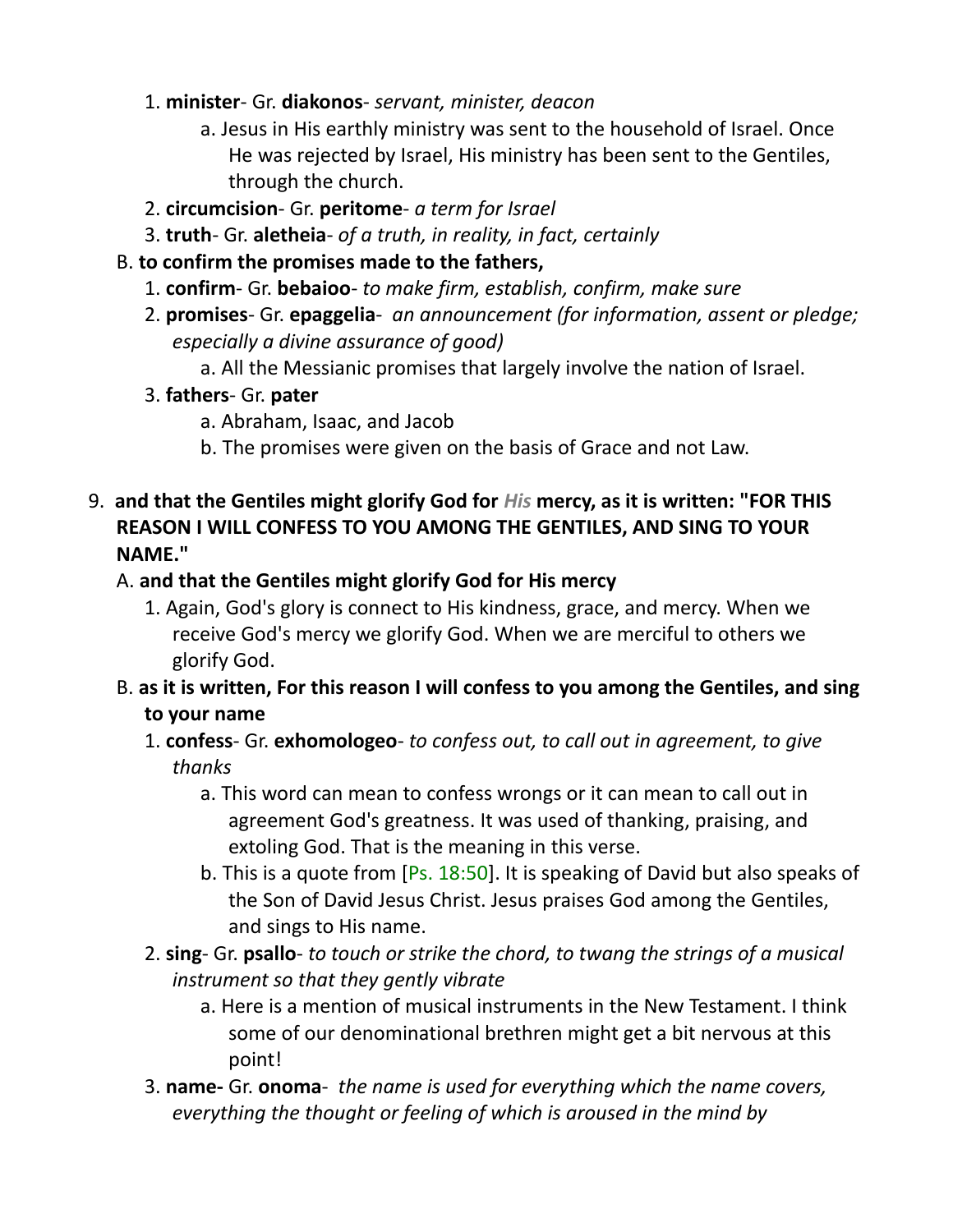1. **minister**- Gr. **diakonos**- *servant, minister, deacon*
    a. Jesus in His earthly ministry was sent to the household of Israel. Once He was rejected by Israel, His ministry has been sent to the Gentiles, through the church.
2. **circumcision**- Gr. **peritome**- *a term for Israel*
3. **truth**- Gr. **aletheia**- *of a truth, in reality, in fact, certainly*

B. **to confirm the promises made to the fathers,**

1. **confirm**- Gr. **bebaioo**- *to make firm, establish, confirm, make sure*
2. **promises**- Gr. **epaggelia**- *an announcement (for information, assent or pledge; especially a divine assurance of good)*
    a. All the Messianic promises that largely involve the nation of Israel.
3. **fathers**- Gr. **pater**
    a. Abraham, Isaac, and Jacob
    b. The promises were given on the basis of Grace and not Law.

9. **and that the Gentiles might glorify God for *His* mercy, as it is written: "FOR THIS REASON I WILL CONFESS TO YOU AMONG THE GENTILES, AND SING TO YOUR NAME."**

A. **and that the Gentiles might glorify God for His mercy**

1. Again, God's glory is connect to His kindness, grace, and mercy. When we receive God's mercy we glorify God. When we are merciful to others we glorify God.

B. **as it is written, For this reason I will confess to you among the Gentiles, and sing to your name**

1. **confess**- Gr. **exhomologeo**- *to confess out, to call out in agreement, to give thanks*
    a. This word can mean to confess wrongs or it can mean to call out in agreement God's greatness. It was used of thanking, praising, and extoling God. That is the meaning in this verse.
    b. This is a quote from [Ps. 18:50]. It is speaking of David but also speaks of the Son of David Jesus Christ. Jesus praises God among the Gentiles, and sings to His name.
2. **sing**- Gr. **psallo**- *to touch or strike the chord, to twang the strings of a musical instrument so that they gently vibrate*
    a. Here is a mention of musical instruments in the New Testament. I think some of our denominational brethren might get a bit nervous at this point!
3. **name-** Gr. **onoma**- *the name is used for everything which the name covers, everything the thought or feeling of which is aroused in the mind by*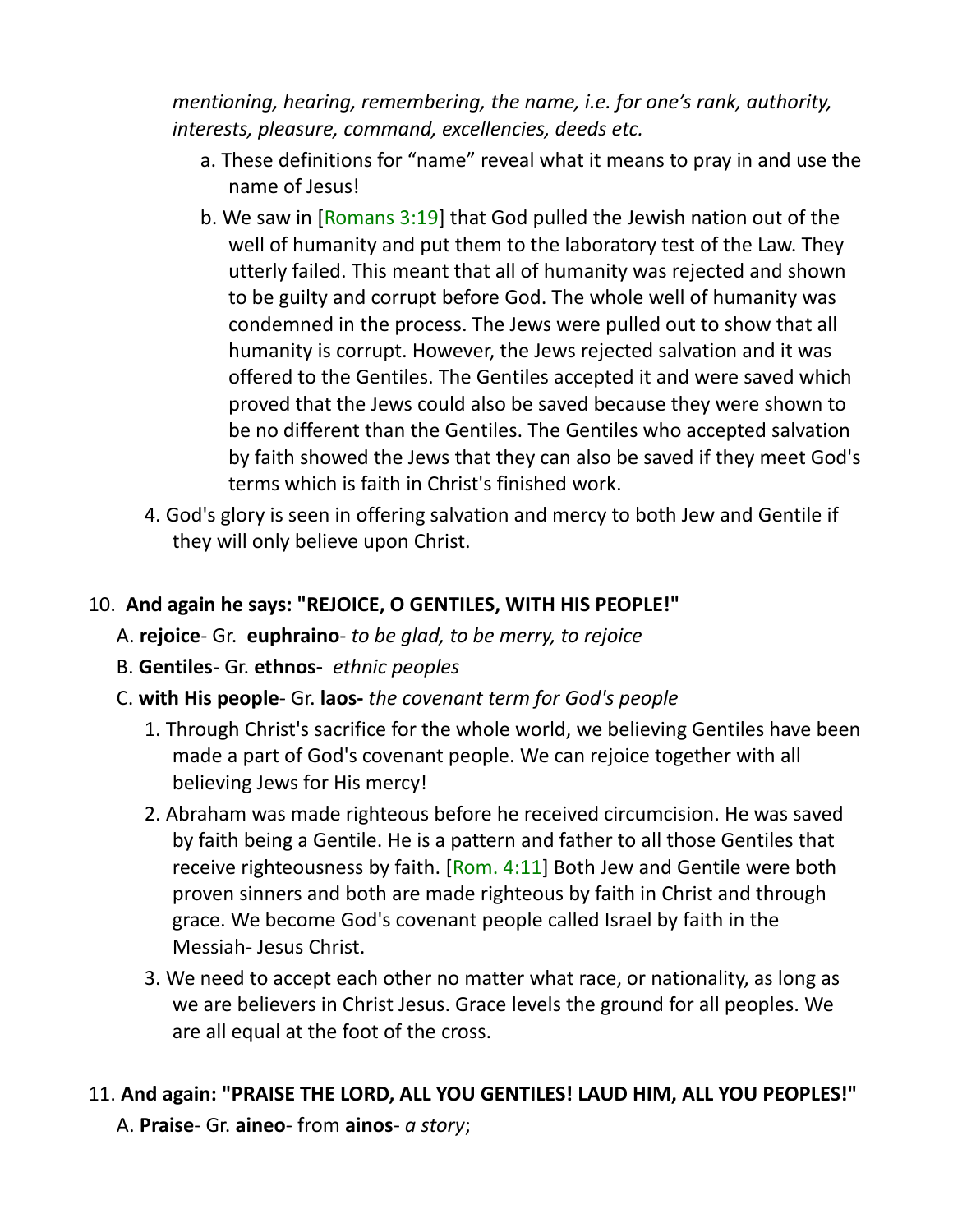*mentioning, hearing, remembering, the name, i.e. for one's rank, authority, interests, pleasure, command, excellencies, deeds etc.*

a. These definitions for "name" reveal what it means to pray in and use the name of Jesus!

b. We saw in [Romans 3:19] that God pulled the Jewish nation out of the well of humanity and put them to the laboratory test of the Law. They utterly failed. This meant that all of humanity was rejected and shown to be guilty and corrupt before God. The whole well of humanity was condemned in the process. The Jews were pulled out to show that all humanity is corrupt. However, the Jews rejected salvation and it was offered to the Gentiles. The Gentiles accepted it and were saved which proved that the Jews could also be saved because they were shown to be no different than the Gentiles. The Gentiles who accepted salvation by faith showed the Jews that they can also be saved if they meet God's terms which is faith in Christ's finished work.

4. God's glory is seen in offering salvation and mercy to both Jew and Gentile if they will only believe upon Christ.

10. **And again he says: "REJOICE, O GENTILES, WITH HIS PEOPLE!"**

A. **rejoice**- Gr. **euphraino**- *to be glad, to be merry, to rejoice*

B. **Gentiles**- Gr. **ethnos-** *ethnic peoples*

C. **with His people**- Gr. **laos-** *the covenant term for God's people*

1. Through Christ's sacrifice for the whole world, we believing Gentiles have been made a part of God's covenant people. We can rejoice together with all believing Jews for His mercy!

2. Abraham was made righteous before he received circumcision. He was saved by faith being a Gentile. He is a pattern and father to all those Gentiles that receive righteousness by faith. [Rom. 4:11] Both Jew and Gentile were both proven sinners and both are made righteous by faith in Christ and through grace. We become God's covenant people called Israel by faith in the Messiah- Jesus Christ.

3. We need to accept each other no matter what race, or nationality, as long as we are believers in Christ Jesus. Grace levels the ground for all peoples. We are all equal at the foot of the cross.

11. **And again: "PRAISE THE LORD, ALL YOU GENTILES! LAUD HIM, ALL YOU PEOPLES!"**

A. **Praise**- Gr. **aineo**- from **ainos**- *a story*;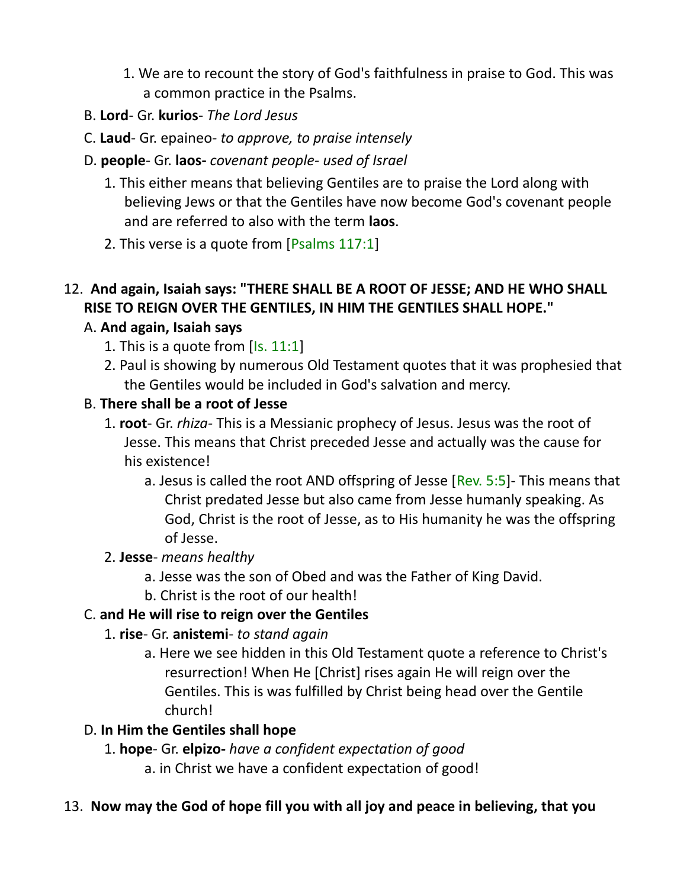1. We are to recount the story of God's faithfulness in praise to God. This was a common practice in the Psalms.

B. **Lord**- Gr. **kurios**- *The Lord Jesus*

C. **Laud**- Gr. epaineo- *to approve, to praise intensely*

D. **people**- Gr. **laos-** *covenant people- used of Israel*

1. This either means that believing Gentiles are to praise the Lord along with believing Jews or that the Gentiles have now become God's covenant people and are referred to also with the term **laos**.
2. This verse is a quote from [Psalms 117:1]

12. **And again, Isaiah says: "THERE SHALL BE A ROOT OF JESSE; AND HE WHO SHALL RISE TO REIGN OVER THE GENTILES, IN HIM THE GENTILES SHALL HOPE."**

A. **And again, Isaiah says**

1. This is a quote from [Is. 11:1]
2. Paul is showing by numerous Old Testament quotes that it was prophesied that the Gentiles would be included in God's salvation and mercy.

B. **There shall be a root of Jesse**

1. **root**- Gr. *rhiza*- This is a Messianic prophecy of Jesus. Jesus was the root of Jesse. This means that Christ preceded Jesse and actually was the cause for his existence!
   a. Jesus is called the root AND offspring of Jesse [Rev. 5:5]- This means that Christ predated Jesse but also came from Jesse humanly speaking. As God, Christ is the root of Jesse, as to His humanity he was the offspring of Jesse.
2. **Jesse**- *means healthy*
   a. Jesse was the son of Obed and was the Father of King David.
   b. Christ is the root of our health!

C. **and He will rise to reign over the Gentiles**

1. **rise**- Gr. **anistemi**- *to stand again*
   a. Here we see hidden in this Old Testament quote a reference to Christ's resurrection! When He [Christ] rises again He will reign over the Gentiles. This is was fulfilled by Christ being head over the Gentile church!

D. **In Him the Gentiles shall hope**

1. **hope**- Gr. **elpizo-** *have a confident expectation of good*
   a. in Christ we have a confident expectation of good!

13. **Now may the God of hope fill you with all joy and peace in believing, that you**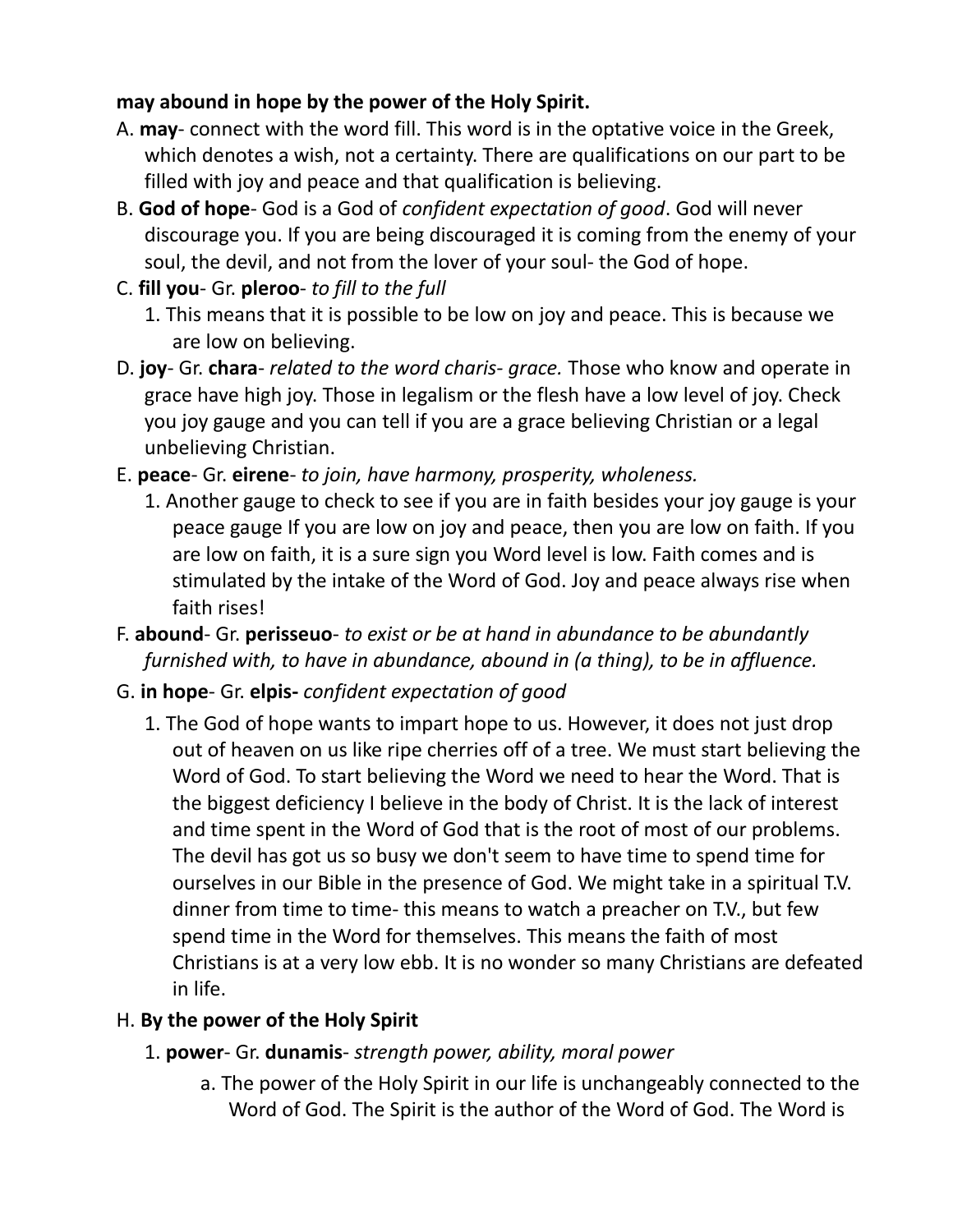**may abound in hope by the power of the Holy Spirit.**

A. **may**- connect with the word fill. This word is in the optative voice in the Greek, which denotes a wish, not a certainty. There are qualifications on our part to be filled with joy and peace and that qualification is believing.

B. **God of hope**- God is a God of *confident expectation of good*. God will never discourage you. If you are being discouraged it is coming from the enemy of your soul, the devil, and not from the lover of your soul- the God of hope.

C. **fill you**- Gr. **pleroo**- *to fill to the full*

 1. This means that it is possible to be low on joy and peace. This is because we are low on believing.

D. **joy**- Gr. **chara**- *related to the word charis- grace.* Those who know and operate in grace have high joy. Those in legalism or the flesh have a low level of joy. Check you joy gauge and you can tell if you are a grace believing Christian or a legal unbelieving Christian.

E. **peace**- Gr. **eirene**- *to join, have harmony, prosperity, wholeness.*

 1. Another gauge to check to see if you are in faith besides your joy gauge is your peace gauge If you are low on joy and peace, then you are low on faith. If you are low on faith, it is a sure sign you Word level is low. Faith comes and is stimulated by the intake of the Word of God. Joy and peace always rise when faith rises!

F. **abound**- Gr. **perisseuo**- *to exist or be at hand in abundance to be abundantly furnished with, to have in abundance, abound in (a thing), to be in affluence.*

G. **in hope**- Gr. **elpis-** *confident expectation of good*

 1. The God of hope wants to impart hope to us. However, it does not just drop out of heaven on us like ripe cherries off of a tree. We must start believing the Word of God. To start believing the Word we need to hear the Word. That is the biggest deficiency I believe in the body of Christ. It is the lack of interest and time spent in the Word of God that is the root of most of our problems. The devil has got us so busy we don't seem to have time to spend time for ourselves in our Bible in the presence of God. We might take in a spiritual T.V. dinner from time to time- this means to watch a preacher on T.V., but few spend time in the Word for themselves. This means the faith of most Christians is at a very low ebb. It is no wonder so many Christians are defeated in life.

H. **By the power of the Holy Spirit**

 1. **power**- Gr. **dunamis**- *strength power, ability, moral power*

  a. The power of the Holy Spirit in our life is unchangeably connected to the Word of God. The Spirit is the author of the Word of God. The Word is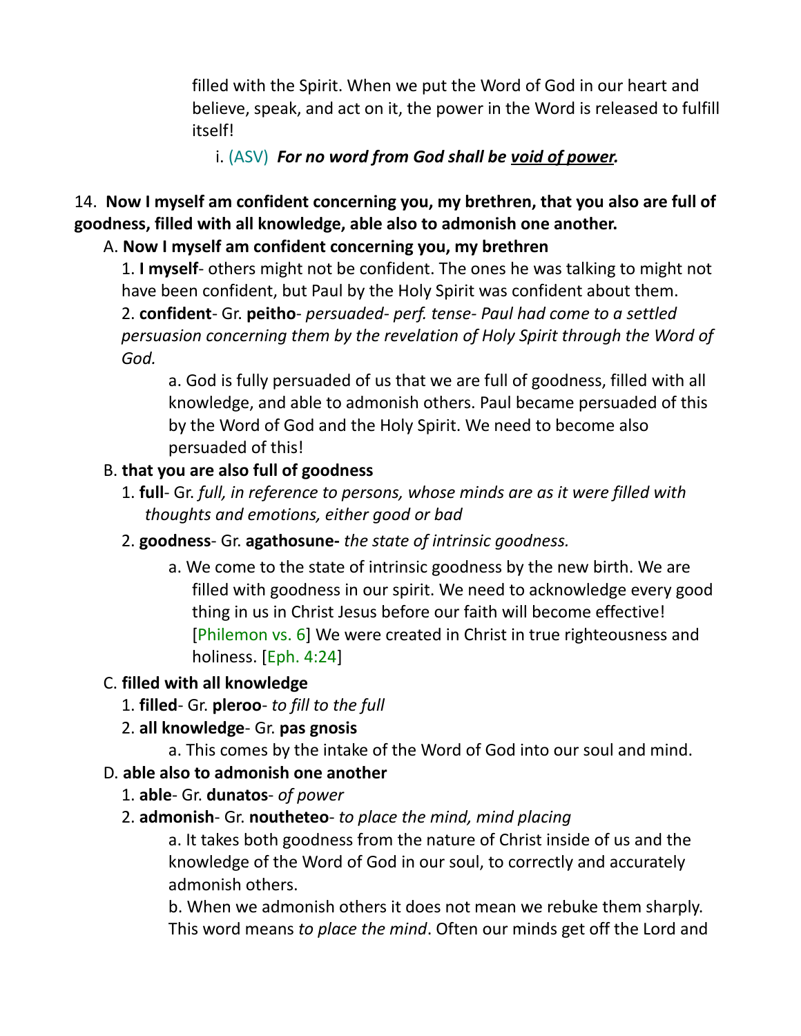filled with the Spirit. When we put the Word of God in our heart and believe, speak, and act on it, the power in the Word is released to fulfill itself!

i. (ASV) ***For no word from God shall be <u>void of power</u>.***

14. **Now I myself am confident concerning you, my brethren, that you also are full of goodness, filled with all knowledge, able also to admonish one another.**

A. **Now I myself am confident concerning you, my brethren**

1. **I myself**- others might not be confident. The ones he was talking to might not have been confident, but Paul by the Holy Spirit was confident about them.

2. **confident**- Gr. **peitho**- *persuaded- perf. tense- Paul had come to a settled persuasion concerning them by the revelation of Holy Spirit through the Word of God.*

a. God is fully persuaded of us that we are full of goodness, filled with all knowledge, and able to admonish others. Paul became persuaded of this by the Word of God and the Holy Spirit. We need to become also persuaded of this!

B. **that you are also full of goodness**

1. **full**- Gr. *full, in reference to persons, whose minds are as it were filled with thoughts and emotions, either good or bad*

2. **goodness**- Gr. **agathosune-** *the state of intrinsic goodness.*

a. We come to the state of intrinsic goodness by the new birth. We are filled with goodness in our spirit. We need to acknowledge every good thing in us in Christ Jesus before our faith will become effective! [Philemon vs. 6] We were created in Christ in true righteousness and holiness. [Eph. 4:24]

C. **filled with all knowledge**

1. **filled**- Gr. **pleroo**- *to fill to the full*

2. **all knowledge**- Gr. **pas gnosis**

a. This comes by the intake of the Word of God into our soul and mind.

D. **able also to admonish one another**

1. **able**- Gr. **dunatos**- *of power*

2. **admonish**- Gr. **noutheteo**- *to place the mind, mind placing*

a. It takes both goodness from the nature of Christ inside of us and the knowledge of the Word of God in our soul, to correctly and accurately admonish others.

b. When we admonish others it does not mean we rebuke them sharply. This word means *to place the mind*. Often our minds get off the Lord and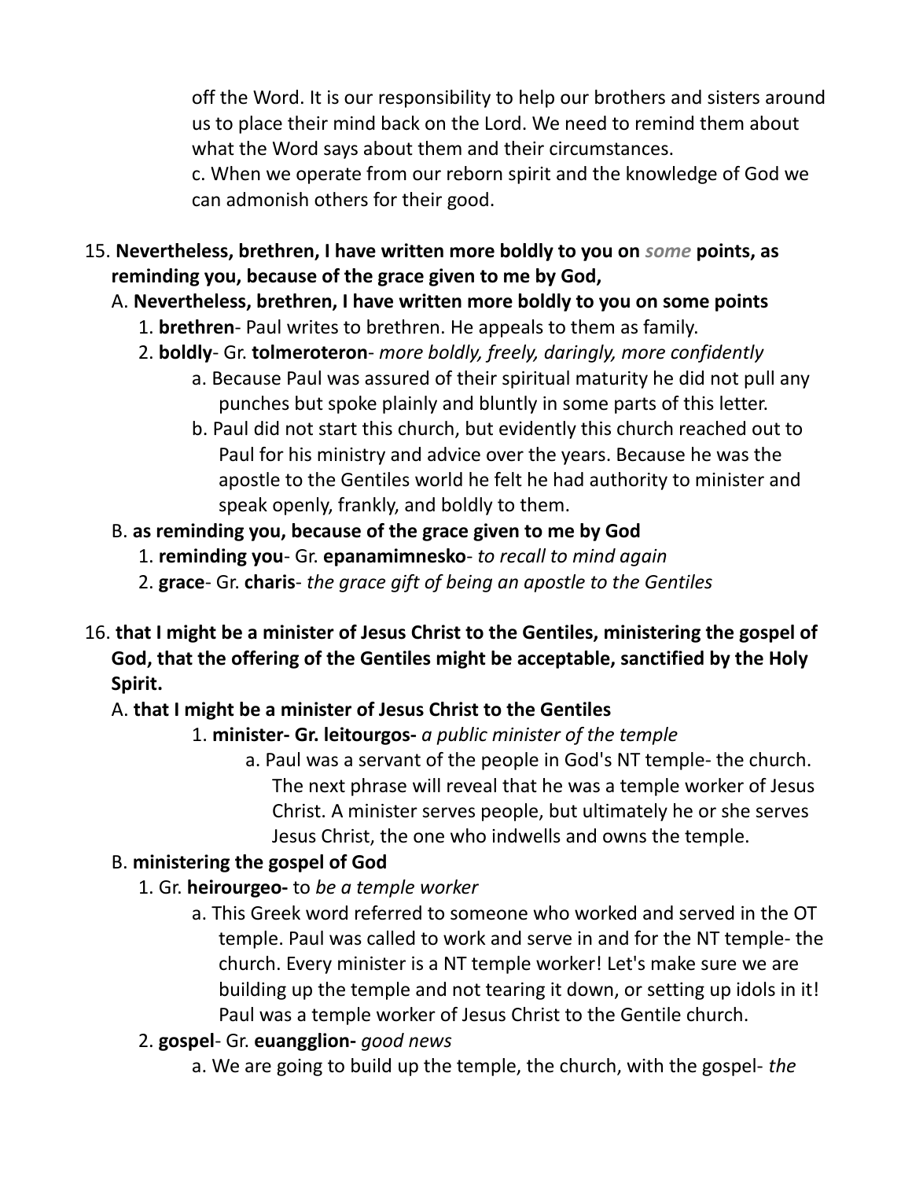off the Word. It is our responsibility to help our brothers and sisters around us to place their mind back on the Lord. We need to remind them about what the Word says about them and their circumstances.

c. When we operate from our reborn spirit and the knowledge of God we can admonish others for their good.

15. **Nevertheless, brethren, I have written more boldly to you on *some* points, as reminding you, because of the grace given to me by God,**

A. **Nevertheless, brethren, I have written more boldly to you on some points**

1. **brethren**- Paul writes to brethren. He appeals to them as family.

2. **boldly**- Gr. **tolmeroteron**- *more boldly, freely, daringly, more confidently*

a. Because Paul was assured of their spiritual maturity he did not pull any punches but spoke plainly and bluntly in some parts of this letter.

b. Paul did not start this church, but evidently this church reached out to Paul for his ministry and advice over the years. Because he was the apostle to the Gentiles world he felt he had authority to minister and speak openly, frankly, and boldly to them.

B. **as reminding you, because of the grace given to me by God**

1. **reminding you**- Gr. **epanamimnesko**- *to recall to mind again*

2. **grace**- Gr. **charis**- *the grace gift of being an apostle to the Gentiles*

16. **that I might be a minister of Jesus Christ to the Gentiles, ministering the gospel of God, that the offering of the Gentiles might be acceptable, sanctified by the Holy Spirit.**

A. **that I might be a minister of Jesus Christ to the Gentiles**

1. **minister- Gr. leitourgos-** *a public minister of the temple*

a. Paul was a servant of the people in God's NT temple- the church. The next phrase will reveal that he was a temple worker of Jesus Christ. A minister serves people, but ultimately he or she serves Jesus Christ, the one who indwells and owns the temple.

B. **ministering the gospel of God**

1. Gr. **heirourgeo-** to *be a temple worker*

a. This Greek word referred to someone who worked and served in the OT temple. Paul was called to work and serve in and for the NT temple- the church. Every minister is a NT temple worker! Let's make sure we are building up the temple and not tearing it down, or setting up idols in it! Paul was a temple worker of Jesus Christ to the Gentile church.

2. **gospel**- Gr. **euangglion-** *good news*

a. We are going to build up the temple, the church, with the gospel- *the*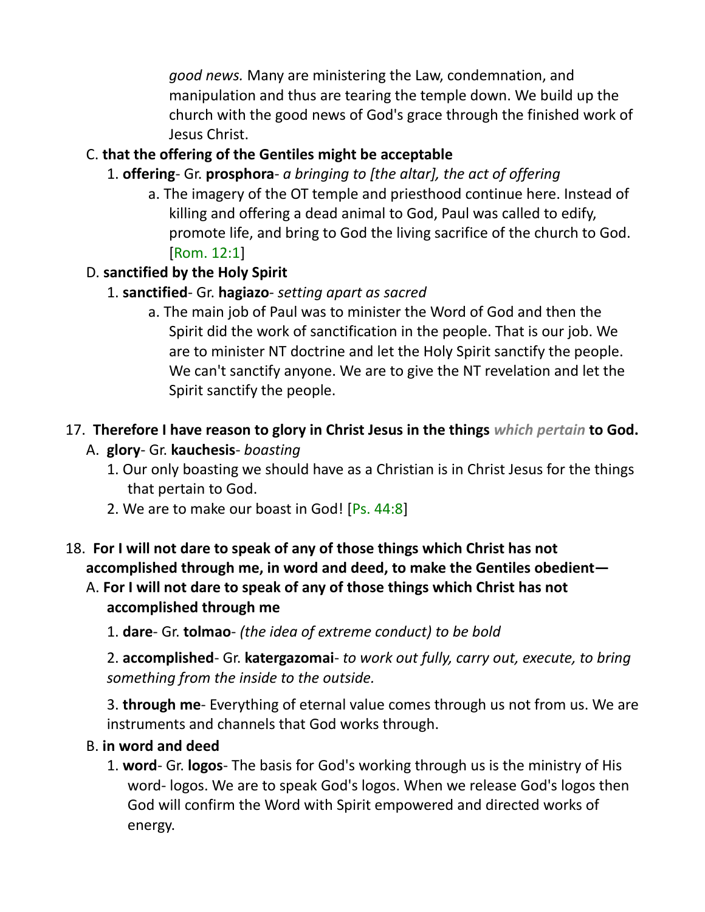*good news.* Many are ministering the Law, condemnation, and manipulation and thus are tearing the temple down. We build up the church with the good news of God's grace through the finished work of Jesus Christ.

C. **that the offering of the Gentiles might be acceptable**

1. **offering**- Gr. **prosphora**- *a bringing to [the altar], the act of offering*

a. The imagery of the OT temple and priesthood continue here. Instead of killing and offering a dead animal to God, Paul was called to edify, promote life, and bring to God the living sacrifice of the church to God. [Rom. 12:1]

D. **sanctified by the Holy Spirit**

1. **sanctified**- Gr. **hagiazo**- *setting apart as sacred*

a. The main job of Paul was to minister the Word of God and then the Spirit did the work of sanctification in the people. That is our job. We are to minister NT doctrine and let the Holy Spirit sanctify the people. We can't sanctify anyone. We are to give the NT revelation and let the Spirit sanctify the people.

17. **Therefore I have reason to glory in Christ Jesus in the things *which pertain* to God.**

A. **glory**- Gr. **kauchesis**- *boasting*

1. Our only boasting we should have as a Christian is in Christ Jesus for the things that pertain to God.

2. We are to make our boast in God! [Ps. 44:8]

18. **For I will not dare to speak of any of those things which Christ has not accomplished through me, in word and deed, to make the Gentiles obedient—**

A. **For I will not dare to speak of any of those things which Christ has not accomplished through me**

1. **dare**- Gr. **tolmao**- *(the idea of extreme conduct) to be bold*

2. **accomplished**- Gr. **katergazomai**- *to work out fully, carry out, execute, to bring something from the inside to the outside.*

3. **through me**- Everything of eternal value comes through us not from us. We are instruments and channels that God works through.

B. **in word and deed**

1. **word**- Gr. **logos**- The basis for God's working through us is the ministry of His word- logos. We are to speak God's logos. When we release God's logos then God will confirm the Word with Spirit empowered and directed works of energy.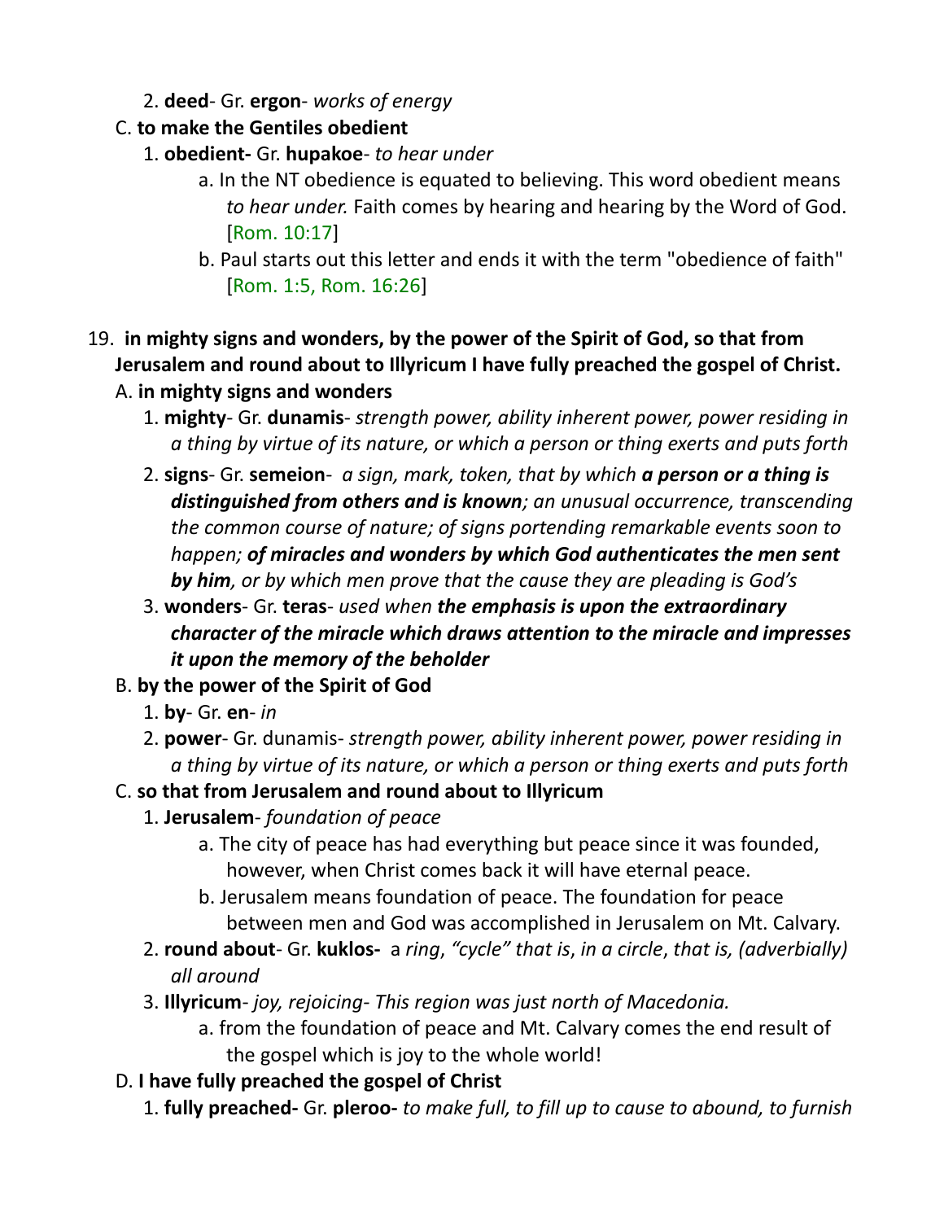2. **deed**- Gr. **ergon**- *works of energy*

C. **to make the Gentiles obedient**

1. **obedient-** Gr. **hupakoe**- *to hear under*
    a. In the NT obedience is equated to believing. This word obedient means *to hear under.* Faith comes by hearing and hearing by the Word of God. [Rom. 10:17]
    b. Paul starts out this letter and ends it with the term "obedience of faith" [Rom. 1:5, Rom. 16:26]

19. **in mighty signs and wonders, by the power of the Spirit of God, so that from Jerusalem and round about to Illyricum I have fully preached the gospel of Christ.**

A. **in mighty signs and wonders**

1. **mighty**- Gr. **dunamis**- *strength power, ability inherent power, power residing in a thing by virtue of its nature, or which a person or thing exerts and puts forth*
2. **signs**- Gr. **semeion**- *a sign, mark, token, that by which **a person or a thing is distinguished from others and is known**; an unusual occurrence, transcending the common course of nature; of signs portending remarkable events soon to happen; **of miracles and wonders by which God authenticates the men sent by him**, or by which men prove that the cause they are pleading is God's*
3. **wonders**- Gr. **teras**- *used when **the emphasis is upon the extraordinary character of the miracle which draws attention to the miracle and impresses it upon the memory of the beholder***

B. **by the power of the Spirit of God**

1. **by**- Gr. **en**- *in*
2. **power**- Gr. dunamis- *strength power, ability inherent power, power residing in a thing by virtue of its nature, or which a person or thing exerts and puts forth*

C. **so that from Jerusalem and round about to Illyricum**

1. **Jerusalem**- *foundation of peace*
    a. The city of peace has had everything but peace since it was founded, however, when Christ comes back it will have eternal peace.
    b. Jerusalem means foundation of peace. The foundation for peace between men and God was accomplished in Jerusalem on Mt. Calvary.
2. **round about**- Gr. **kuklos-** a *ring*, *"cycle" that is*, *in a circle*, *that is, (adverbially) all around*
3. **Illyricum**- *joy, rejoicing- This region was just north of Macedonia.*
    a. from the foundation of peace and Mt. Calvary comes the end result of the gospel which is joy to the whole world!

D. **I have fully preached the gospel of Christ**

1. **fully preached-** Gr. **pleroo-** *to make full, to fill up to cause to abound, to furnish*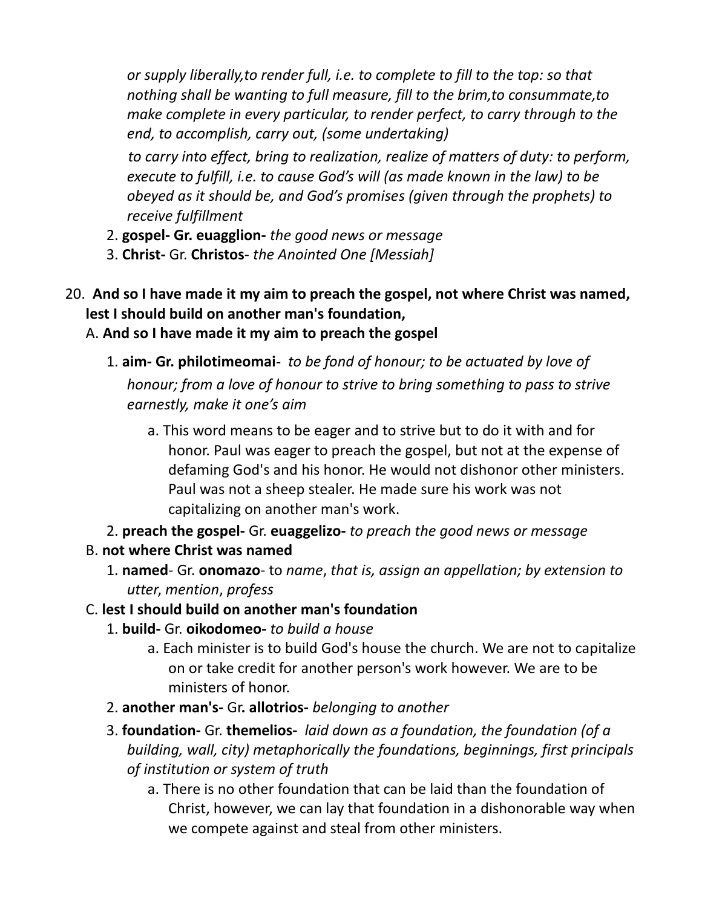*or supply liberally,to render full, i.e. to complete to fill to the top: so that nothing shall be wanting to full measure, fill to the brim,to consummate,to make complete in every particular, to render perfect, to carry through to the end, to accomplish, carry out, (some undertaking)*

*to carry into effect, bring to realization, realize of matters of duty: to perform, execute to fulfill, i.e. to cause God's will (as made known in the law) to be obeyed as it should be, and God's promises (given through the prophets) to receive fulfillment*

2. **gospel- Gr. euagglion-** *the good news or message*
3. **Christ-** Gr. **Christos**- *the Anointed One [Messiah]*

20. **And so I have made it my aim to preach the gospel, not where Christ was named, lest I should build on another man's foundation,**

   A. **And so I have made it my aim to preach the gospel**

   1. **aim- Gr. philotimeomai**- *to be fond of honour; to be actuated by love of honour; from a love of honour to strive to bring something to pass to strive earnestly, make it one's aim*

      a. This word means to be eager and to strive but to do it with and for honor. Paul was eager to preach the gospel, but not at the expense of defaming God's and his honor. He would not dishonor other ministers. Paul was not a sheep stealer. He made sure his work was not capitalizing on another man's work.

   2. **preach the gospel-** Gr. **euaggelizo-** *to preach the good news or message*

   B. **not where Christ was named**

   1. **named**- Gr. **onomazo**- to *name*, *that is, assign an appellation; by extension to utter*, *mention*, *profess*

   C. **lest I should build on another man's foundation**

   1. **build-** Gr. **oikodomeo-** *to build a house*

      a. Each minister is to build God's house the church. We are not to capitalize on or take credit for another person's work however. We are to be ministers of honor.

   2. **another man's-** Gr**. allotrios-** *belonging to another*

   3. **foundation-** Gr. **themelios-** *laid down as a foundation, the foundation (of a building, wall, city) metaphorically the foundations, beginnings, first principals of institution or system of truth*

      a. There is no other foundation that can be laid than the foundation of Christ, however, we can lay that foundation in a dishonorable way when we compete against and steal from other ministers.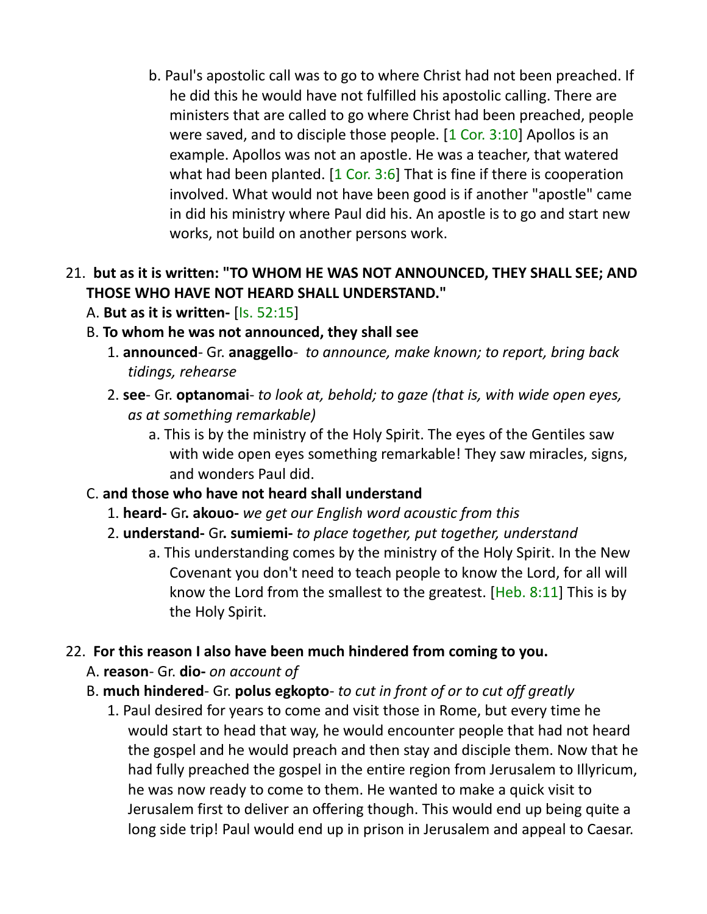b. Paul's apostolic call was to go to where Christ had not been preached. If he did this he would have not fulfilled his apostolic calling. There are ministers that are called to go where Christ had been preached, people were saved, and to disciple those people. [1 Cor. 3:10] Apollos is an example. Apollos was not an apostle. He was a teacher, that watered what had been planted. [1 Cor. 3:6] That is fine if there is cooperation involved. What would not have been good is if another "apostle" came in did his ministry where Paul did his. An apostle is to go and start new works, not build on another persons work.

21. **but as it is written: "TO WHOM HE WAS NOT ANNOUNCED, THEY SHALL SEE; AND THOSE WHO HAVE NOT HEARD SHALL UNDERSTAND."**

A. **But as it is written-** [Is. 52:15]

B. **To whom he was not announced, they shall see**

1. **announced**- Gr. **anaggello**- *to announce, make known; to report, bring back tidings, rehearse*

2. **see**- Gr. **optanomai**- *to look at, behold; to gaze (that is, with wide open eyes, as at something remarkable)*

a. This is by the ministry of the Holy Spirit. The eyes of the Gentiles saw with wide open eyes something remarkable! They saw miracles, signs, and wonders Paul did.

C. **and those who have not heard shall understand**

1. **heard-** Gr**. akouo-** *we get our English word acoustic from this*

2. **understand-** Gr**. sumiemi-** *to place together, put together, understand*

a. This understanding comes by the ministry of the Holy Spirit. In the New Covenant you don't need to teach people to know the Lord, for all will know the Lord from the smallest to the greatest. [Heb. 8:11] This is by the Holy Spirit.

22. **For this reason I also have been much hindered from coming to you.**

A. **reason**- Gr. **dio-** *on account of*

B. **much hindered**- Gr. **polus egkopto**- *to cut in front of or to cut off greatly*

1. Paul desired for years to come and visit those in Rome, but every time he would start to head that way, he would encounter people that had not heard the gospel and he would preach and then stay and disciple them. Now that he had fully preached the gospel in the entire region from Jerusalem to Illyricum, he was now ready to come to them. He wanted to make a quick visit to Jerusalem first to deliver an offering though. This would end up being quite a long side trip! Paul would end up in prison in Jerusalem and appeal to Caesar.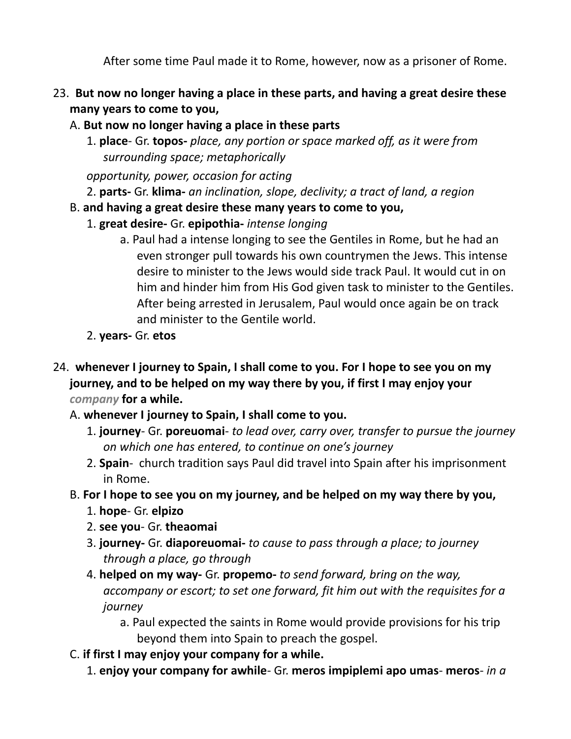After some time Paul made it to Rome, however, now as a prisoner of Rome.

23. **But now no longer having a place in these parts, and having a great desire these many years to come to you,**
   A. **But now no longer having a place in these parts**
      1. **place**- Gr. **topos-** *place, any portion or space marked off, as it were from surrounding space; metaphorically*

      *opportunity, power, occasion for acting*
      2. **parts-** Gr. **klima-** *an inclination, slope, declivity; a tract of land, a region*
   B. **and having a great desire these many years to come to you,**
      1. **great desire-** Gr. **epipothia-** *intense longing*
         a. Paul had a intense longing to see the Gentiles in Rome, but he had an even stronger pull towards his own countrymen the Jews. This intense desire to minister to the Jews would side track Paul. It would cut in on him and hinder him from His God given task to minister to the Gentiles. After being arrested in Jerusalem, Paul would once again be on track and minister to the Gentile world.
      2. **years-** Gr. **etos**

24. **whenever I journey to Spain, I shall come to you. For I hope to see you on my journey, and to be helped on my way there by you, if first I may enjoy your *company* for a while.**
   A. **whenever I journey to Spain, I shall come to you.**
      1. **journey**- Gr. **poreuomai**- *to lead over, carry over, transfer to pursue the journey on which one has entered, to continue on one's journey*
      2. **Spain**- church tradition says Paul did travel into Spain after his imprisonment in Rome.
   B. **For I hope to see you on my journey, and be helped on my way there by you,**
      1. **hope**- Gr. **elpizo**
      2. **see you**- Gr. **theaomai**
      3. **journey-** Gr. **diaporeuomai-** *to cause to pass through a place; to journey through a place, go through*
      4. **helped on my way-** Gr. **propemo-** *to send forward, bring on the way, accompany or escort; to set one forward, fit him out with the requisites for a journey*
         a. Paul expected the saints in Rome would provide provisions for his trip beyond them into Spain to preach the gospel.
   C. **if first I may enjoy your company for a while.**
      1. **enjoy your company for awhile**- Gr. **meros impiplemi apo umas**- **meros**- *in a*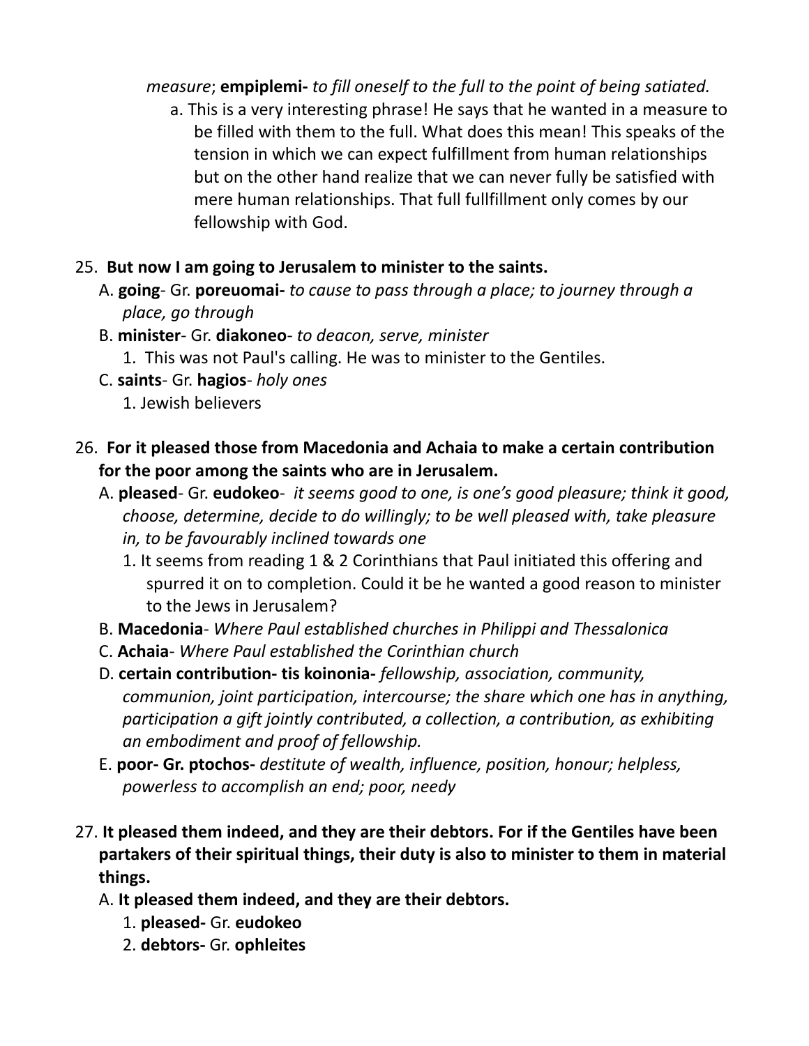*measure*; **empiplemi-** *to fill oneself to the full to the point of being satiated.*

a. This is a very interesting phrase! He says that he wanted in a measure to be filled with them to the full. What does this mean! This speaks of the tension in which we can expect fulfillment from human relationships but on the other hand realize that we can never fully be satisfied with mere human relationships. That full fullfillment only comes by our fellowship with God.

25. **But now I am going to Jerusalem to minister to the saints.**

   A. **going**- Gr. **poreuomai-** *to cause to pass through a place; to journey through a place, go through*

   B. **minister**- Gr. **diakoneo**- *to deacon, serve, minister*

      1. This was not Paul's calling. He was to minister to the Gentiles.

   C. **saints**- Gr. **hagios**- *holy ones*

      1. Jewish believers

26. **For it pleased those from Macedonia and Achaia to make a certain contribution for the poor among the saints who are in Jerusalem.**

   A. **pleased**- Gr. **eudokeo**- *it seems good to one, is one's good pleasure; think it good, choose, determine, decide to do willingly; to be well pleased with, take pleasure in, to be favourably inclined towards one*

      1. It seems from reading 1 & 2 Corinthians that Paul initiated this offering and spurred it on to completion. Could it be he wanted a good reason to minister to the Jews in Jerusalem?

   B. **Macedonia**- *Where Paul established churches in Philippi and Thessalonica*

   C. **Achaia**- *Where Paul established the Corinthian church*

   D. **certain contribution- tis koinonia-** *fellowship, association, community, communion, joint participation, intercourse; the share which one has in anything, participation a gift jointly contributed, a collection, a contribution, as exhibiting an embodiment and proof of fellowship.*

   E. **poor- Gr. ptochos-** *destitute of wealth, influence, position, honour; helpless, powerless to accomplish an end; poor, needy*

27. **It pleased them indeed, and they are their debtors. For if the Gentiles have been partakers of their spiritual things, their duty is also to minister to them in material things.**

   A. **It pleased them indeed, and they are their debtors.**

      1. **pleased-** Gr. **eudokeo**

      2. **debtors-** Gr. **ophleites**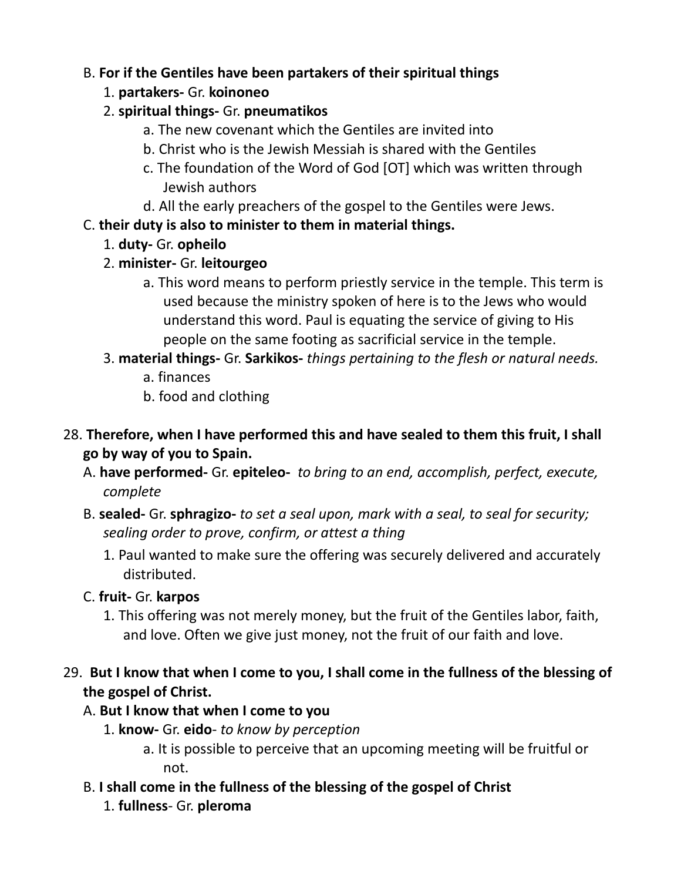B. **For if the Gentiles have been partakers of their spiritual things**

1. **partakers-** Gr. **koinoneo**
2. **spiritual things-** Gr. **pneumatikos**
    a. The new covenant which the Gentiles are invited into
    b. Christ who is the Jewish Messiah is shared with the Gentiles
    c. The foundation of the Word of God [OT] which was written through Jewish authors
    d. All the early preachers of the gospel to the Gentiles were Jews.

C. **their duty is also to minister to them in material things.**

1. **duty-** Gr. **opheilo**
2. **minister-** Gr. **leitourgeo**
    a. This word means to perform priestly service in the temple. This term is used because the ministry spoken of here is to the Jews who would understand this word. Paul is equating the service of giving to His people on the same footing as sacrificial service in the temple.
3. **material things-** Gr. **Sarkikos-** *things pertaining to the flesh or natural needs.*
    a. finances
    b. food and clothing

28. **Therefore, when I have performed this and have sealed to them this fruit, I shall go by way of you to Spain.**

A. **have performed-** Gr. **epiteleo-** *to bring to an end, accomplish, perfect, execute, complete*

B. **sealed-** Gr. **sphragizo-** *to set a seal upon, mark with a seal, to seal for security; sealing order to prove, confirm, or attest a thing*

1. Paul wanted to make sure the offering was securely delivered and accurately distributed.

C. **fruit-** Gr. **karpos**

1. This offering was not merely money, but the fruit of the Gentiles labor, faith, and love. Often we give just money, not the fruit of our faith and love.

29. **But I know that when I come to you, I shall come in the fullness of the blessing of the gospel of Christ.**

A. **But I know that when I come to you**

1. **know-** Gr. **eido**- *to know by perception*
    a. It is possible to perceive that an upcoming meeting will be fruitful or not.

B. **I shall come in the fullness of the blessing of the gospel of Christ**

1. **fullness**- Gr. **pleroma**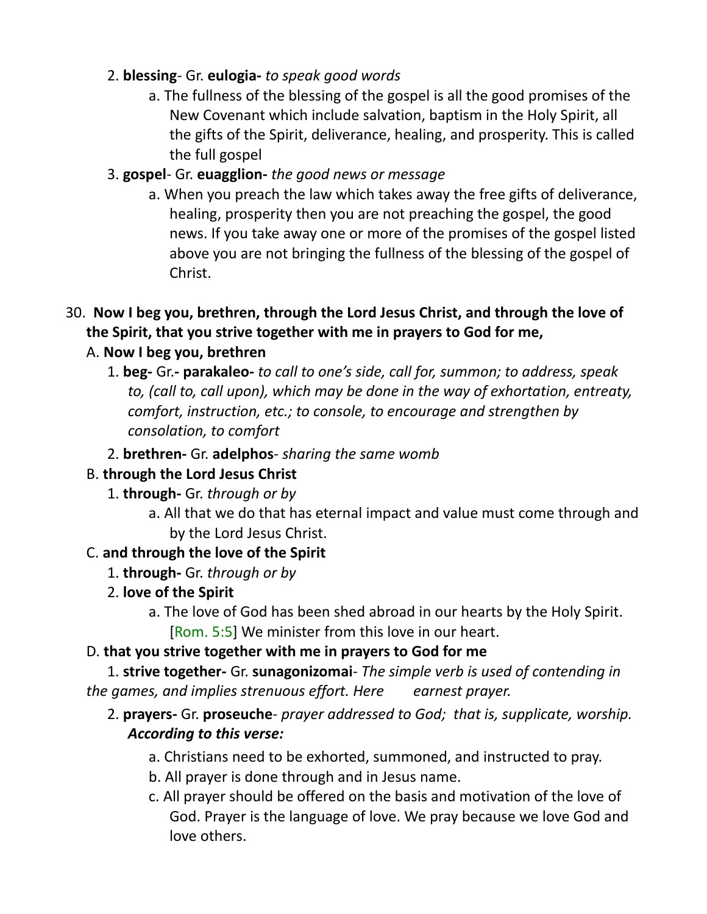2. **blessing**- Gr. **eulogia-** *to speak good words*
    a. The fullness of the blessing of the gospel is all the good promises of the New Covenant which include salvation, baptism in the Holy Spirit, all the gifts of the Spirit, deliverance, healing, and prosperity. This is called the full gospel
3. **gospel**- Gr. **euagglion-** *the good news or message*
    a. When you preach the law which takes away the free gifts of deliverance, healing, prosperity then you are not preaching the gospel, the good news. If you take away one or more of the promises of the gospel listed above you are not bringing the fullness of the blessing of the gospel of Christ.

30. **Now I beg you, brethren, through the Lord Jesus Christ, and through the love of the Spirit, that you strive together with me in prayers to God for me,**

A. **Now I beg you, brethren**
1. **beg-** Gr.**- parakaleo-** *to call to one's side, call for, summon; to address, speak to, (call to, call upon), which may be done in the way of exhortation, entreaty, comfort, instruction, etc.; to console, to encourage and strengthen by consolation, to comfort*
2. **brethren-** Gr. **adelphos**- *sharing the same womb*

B. **through the Lord Jesus Christ**
1. **through-** Gr. *through or by*
    a. All that we do that has eternal impact and value must come through and by the Lord Jesus Christ.

C. **and through the love of the Spirit**
1. **through-** Gr. *through or by*
2. **love of the Spirit**
    a. The love of God has been shed abroad in our hearts by the Holy Spirit. [Rom. 5:5] We minister from this love in our heart.

D. **that you strive together with me in prayers to God for me**
1. **strive together-** Gr. **sunagonizomai**- *The simple verb is used of contending in the games, and implies strenuous effort. Here earnest prayer.*
2. **prayers-** Gr. **proseuche**- *prayer addressed to God; that is, supplicate, worship.* ***According to this verse:***
    a. Christians need to be exhorted, summoned, and instructed to pray.
    b. All prayer is done through and in Jesus name.
    c. All prayer should be offered on the basis and motivation of the love of God. Prayer is the language of love. We pray because we love God and love others.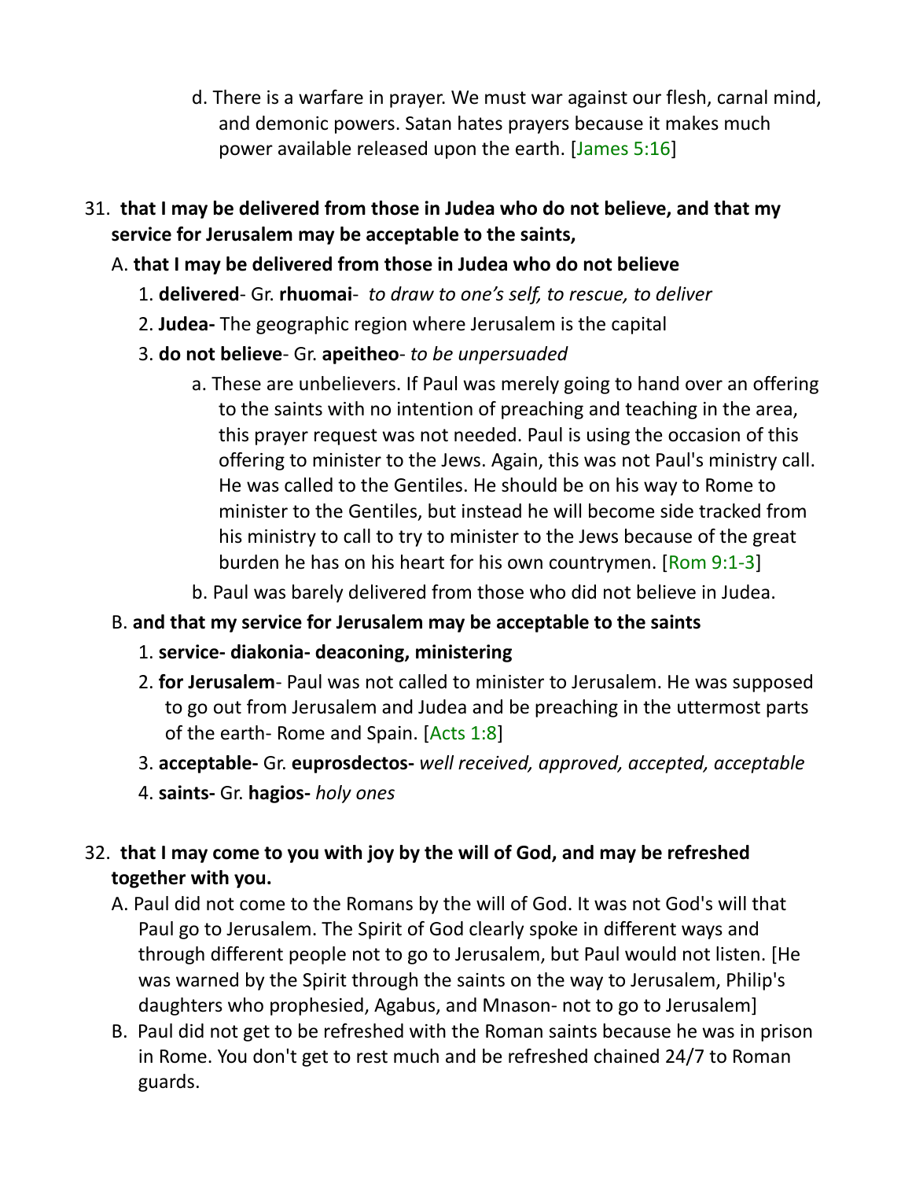d. There is a warfare in prayer. We must war against our flesh, carnal mind, and demonic powers. Satan hates prayers because it makes much power available released upon the earth. [James 5:16]

31. **that I may be delivered from those in Judea who do not believe, and that my service for Jerusalem may be acceptable to the saints,**

A. **that I may be delivered from those in Judea who do not believe**

1. **delivered**- Gr. **rhuomai**- *to draw to one's self, to rescue, to deliver*
2. **Judea-** The geographic region where Jerusalem is the capital
3. **do not believe**- Gr. **apeitheo**- *to be unpersuaded*

a. These are unbelievers. If Paul was merely going to hand over an offering to the saints with no intention of preaching and teaching in the area, this prayer request was not needed. Paul is using the occasion of this offering to minister to the Jews. Again, this was not Paul's ministry call. He was called to the Gentiles. He should be on his way to Rome to minister to the Gentiles, but instead he will become side tracked from his ministry to call to try to minister to the Jews because of the great burden he has on his heart for his own countrymen. [Rom 9:1-3]

b. Paul was barely delivered from those who did not believe in Judea.

B. **and that my service for Jerusalem may be acceptable to the saints**

1. **service- diakonia- deaconing, ministering**
2. **for Jerusalem**- Paul was not called to minister to Jerusalem. He was supposed to go out from Jerusalem and Judea and be preaching in the uttermost parts of the earth- Rome and Spain. [Acts 1:8]
3. **acceptable-** Gr. **euprosdectos-** *well received, approved, accepted, acceptable*
4. **saints-** Gr. **hagios-** *holy ones*

32. **that I may come to you with joy by the will of God, and may be refreshed together with you.**

A. Paul did not come to the Romans by the will of God. It was not God's will that Paul go to Jerusalem. The Spirit of God clearly spoke in different ways and through different people not to go to Jerusalem, but Paul would not listen. [He was warned by the Spirit through the saints on the way to Jerusalem, Philip's daughters who prophesied, Agabus, and Mnason- not to go to Jerusalem]

B. Paul did not get to be refreshed with the Roman saints because he was in prison in Rome. You don't get to rest much and be refreshed chained 24/7 to Roman guards.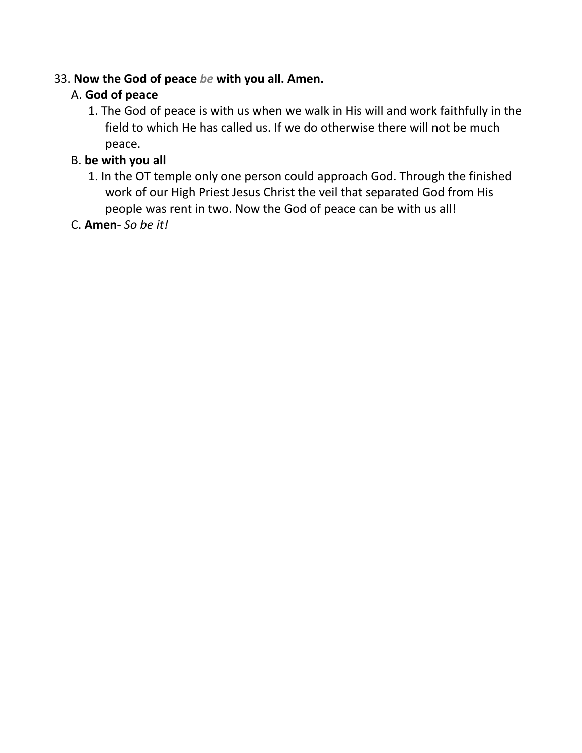33. **Now the God of peace *be* with you all. Amen.**

   A. **God of peace**

      1. The God of peace is with us when we walk in His will and work faithfully in the field to which He has called us. If we do otherwise there will not be much peace.

   B. **be with you all**

      1. In the OT temple only one person could approach God. Through the finished work of our High Priest Jesus Christ the veil that separated God from His people was rent in two. Now the God of peace can be with us all!

   C. **Amen-** *So be it!*